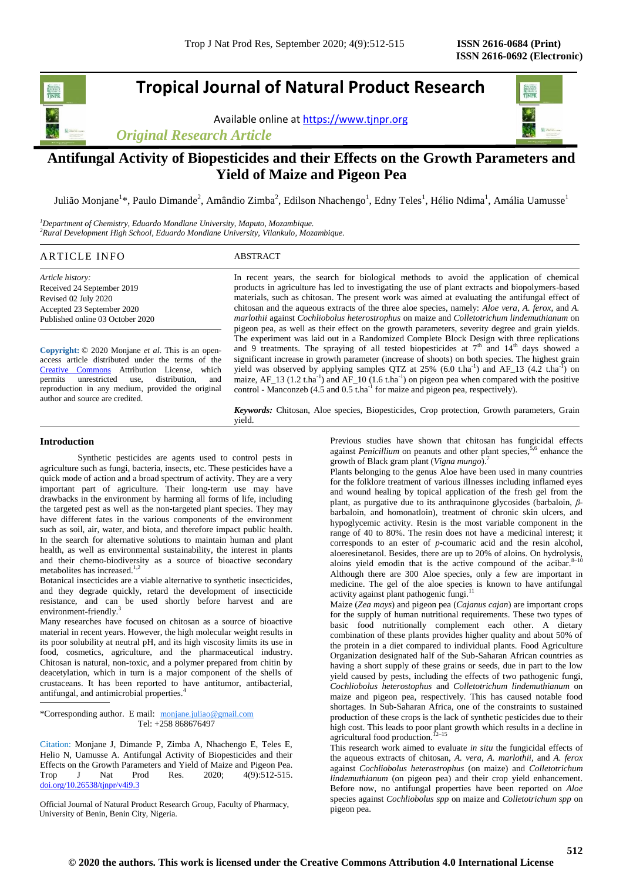# Tropical Journal of Natural Product Research

Available online at https://www.tjnpr.org

*Original Research Article*

## Antifungal Activity of Biopesticides and their Effects on the Growth Parameters and Yield of Maize and Pigeon Pea

Julião Monjane[1]*, Paulo Dimande[2], Amândio Zimba[2], Edilson Nhachengo[1], Edny Teles[1], Hélio Ndima[1], Amália Uamusse[1]

[1]*Department of Chemistry, Eduardo Mondlane University, Maputo, Mozambique.*
[2]*Rural Development High School, Eduardo Mondlane University, Vilankulo, Mozambique.*

### ARTICLE INFO

*Article history:*
Received 24 September 2019
Revised 02 July 2020
Accepted 23 September 2020
Published online 03 October 2020

**Copyright:** © 2020 Monjane *et al*. This is an open-access article distributed under the terms of the Creative Commons Attribution License, which permits unrestricted use, distribution, and reproduction in any medium, provided the original author and source are credited.

### ABSTRACT

In recent years, the search for biological methods to avoid the application of chemical products in agriculture has led to investigating the use of plant extracts and biopolymers-based materials, such as chitosan. The present work was aimed at evaluating the antifungal effect of chitosan and the aqueous extracts of the three aloe species, namely: *Aloe vera*, *A. ferox*, and *A. marlothii* against *Cochliobolus heterostrophus* on maize and *Colletotrichum lindemuthianum* on pigeon pea, as well as their effect on the growth parameters, severity degree and grain yields. The experiment was laid out in a Randomized Complete Block Design with three replications and 9 treatments. The spraying of all tested biopesticides at $7^{th}$ and $14^{th}$ days showed a significant increase in growth parameter (increase of shoots) on both species. The highest grain yield was observed by applying samples QTZ at 25% (6.0 $t.ha^{-1}$) and AF_13 (4.2 $t.ha^{-1}$) on maize, AF_13 (1.2 $t.ha^{-1}$) and AF_10 (1.6 $t.ha^{-1}$) on pigeon pea when compared with the positive control - Manconzeb (4.5 and 0.5 $t.ha^{-1}$ for maize and pigeon pea, respectively).

***Keywords:*** Chitosan, Aloe species, Biopesticides, Crop protection, Growth parameters, Grain yield.

### Introduction

Synthetic pesticides are agents used to control pests in agriculture such as fungi, bacteria, insects, etc. These pesticides have a quick mode of action and a broad spectrum of activity. They are a very important part of agriculture. Their long-term use may have drawbacks in the environment by harming all forms of life, including the targeted pest as well as the non-targeted plant species. They may have different fates in the various components of the environment such as soil, air, water, and biota, and therefore impact public health. In the search for alternative solutions to maintain human and plant health, as well as environmental sustainability, the interest in plants and their chemo-biodiversity as a source of bioactive secondary metabolites has increased.[1,2]

Botanical insecticides are a viable alternative to synthetic insecticides, and they degrade quickly, retard the development of insecticide resistance, and can be used shortly before harvest and are environment-friendly.[3]

Many researches have focused on chitosan as a source of bioactive material in recent years. However, the high molecular weight results in its poor solubility at neutral pH, and its high viscosity limits its use in food, cosmetics, agriculture, and the pharmaceutical industry. Chitosan is natural, non-toxic, and a polymer prepared from chitin by deacetylation, which in turn is a major component of the shells of crustaceans. It has been reported to have antitumor, antibacterial, antifungal, and antimicrobial properties.[4]

Previous studies have shown that chitosan has fungicidal effects against *Penicillium* on peanuts and other plant species,[5,6] enhance the growth of Black gram plant (*Vigna mungo*).[7]

Plants belonging to the genus Aloe have been used in many countries for the folklore treatment of various illnesses including inflamed eyes and wound healing by topical application of the fresh gel from the plant, as purgative due to its anthraquinone glycosides (barbaloin, *β*-barbaloin, and homonatloin), treatment of chronic skin ulcers, and hypoglycemic activity. Resin is the most variable component in the range of 40 to 80%. The resin does not have a medicinal interest; it corresponds to an ester of *p*-coumaric acid and the resin alcohol, aloeresinetanol. Besides, there are up to 20% of aloins. On hydrolysis, aloins yield emodin that is the active compound of the acibar.[8–10]

Although there are 300 Aloe species, only a few are important in medicine. The gel of the aloe species is known to have antifungal activity against plant pathogenic fungi.[11]

Maize (*Zea mays*) and pigeon pea (*Cajanus cajan*) are important crops for the supply of human nutritional requirements. These two types of basic food nutritionally complement each other. A dietary combination of these plants provides higher quality and about 50% of the protein in a diet compared to individual plants. Food Agriculture Organization designated half of the Sub-Saharan African countries as having a short supply of these grains or seeds, due in part to the low yield caused by pests, including the effects of two pathogenic fungi, *Cochliobolus heterostophus* and *Colletotrichum lindemuthianum* on maize and pigeon pea, respectively. This has caused notable food shortages. In Sub-Saharan Africa, one of the constraints to sustained production of these crops is the lack of synthetic pesticides due to their high cost. This leads to poor plant growth which results in a decline in agricultural food production.[12–15]

This research work aimed to evaluate *in situ* the fungicidal effects of the aqueous extracts of chitosan, *A. vera*, *A. marlothii*, and *A. ferox* against *Cochliobolus heterostrophus* (on maize) and *Colletotrichum lindemuthianum* (on pigeon pea) and their crop yield enhancement. Before now, no antifungal properties have been reported on *Aloe* species against *Cochliobolus spp* on maize and *Colletotrichum spp* on pigeon pea.

---

*Corresponding author. E mail: monjane.juliao@gmail.com
Tel: +258 868676497

Citation: Monjane J, Dimande P, Zimba A, Nhachengo E, Teles E, Helio N, Uamusse A. Antifungal Activity of Biopesticides and their Effects on the Growth Parameters and Yield of Maize and Pigeon Pea. Trop J Nat Prod Res. 2020; 4(9):512-515. doi.org/10.26538/tjnpr/v4i9.3

Official Journal of Natural Product Research Group, Faculty of Pharmacy, University of Benin, Benin City, Nigeria.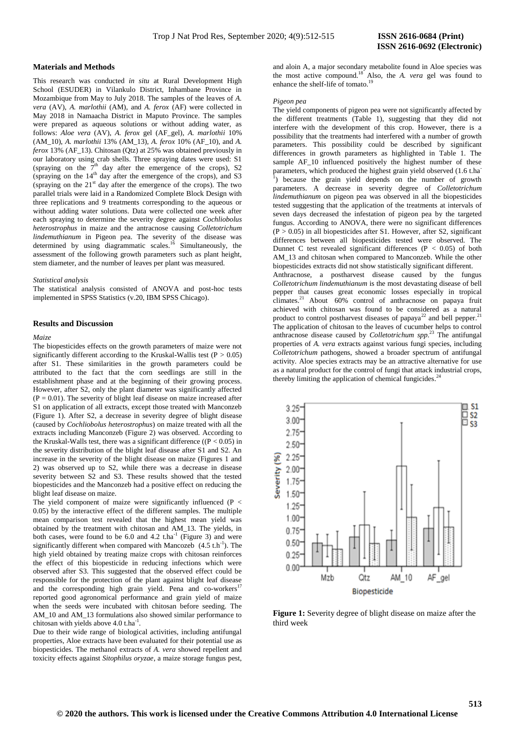## Materials and Methods

This research was conducted *in situ* at Rural Development High School (ESUDER) in Vilankulo District, Inhambane Province in Mozambique from May to July 2018. The samples of the leaves of *A. vera* (AV), *A. marlothii* (AM), and *A. ferox* (AF) were collected in May 2018 in Namaacha District in Maputo Province. The samples were prepared as aqueous solutions or without adding water, as follows: *Aloe vera* (AV), *A. ferox* gel (AF_gel), *A. marlothii* 10% (AM_10), *A. marlothii* 13% (AM_13), *A. ferox* 10% (AF_10), and *A. ferox* 13% (AF_13). Chitosan (Qtz) at 25% was obtained previously in our laboratory using crab shells. Three spraying dates were used: S1 (spraying on the $7^{th}$ day after the emergence of the crops), S2 (spraying on the $14^{th}$ day after the emergence of the crops), and S3 (spraying on the $21^{st}$ day after the emergence of the crops). The two parallel trials were laid in a Randomized Complete Block Design with three replications and 9 treatments corresponding to the aqueous or without adding water solutions. Data were collected one week after each spraying to determine the severity degree against *Cochliobolus heterostrophus* in maize and the antracnose causing *Colletotrichum lindemuthianum* in Pigeon pea. The severity of the disease was determined by using diagrammatic scales.[16] Simultaneously, the assessment of the following growth parameters such as plant height, stem diameter, and the number of leaves per plant was measured.

### *Statistical analysis*

The statistical analysis consisted of ANOVA and post-hoc tests implemented in SPSS Statistics (v.20, IBM SPSS Chicago).

## Results and Discussion

### *Maize*

The biopesticides effects on the growth parameters of maize were not significantly different according to the Kruskal-Wallis test ($P > 0.05$) after S1. These similarities in the growth parameters could be attributed to the fact that the corn seedlings are still in the establishment phase and at the beginning of their growing process. However, after S2, only the plant diameter was significantly affected ($P = 0.01$). The severity of blight leaf disease on maize increased after S1 on application of all extracts, except those treated with Manconzeb (Figure 1). After S2, a decrease in severity degree of blight disease (caused by *Cochliobolus heterostrophus*) on maize treated with all the extracts including Manconzeb (Figure 2) was observed. According to the Kruskal-Walls test, there was a significant difference (($P < 0.05$) in the severity distribution of the blight leaf disease after S1 and S2. An increase in the severity of the blight disease on maize (Figures 1 and 2) was observed up to S2, while there was a decrease in disease severity between S2 and S3. These results showed that the tested biopesticides and the Manconzeb had a positive effect on reducing the blight leaf disease on maize.

The yield component of maize were significantly influenced ($P < 0.05$) by the interactive effect of the different samples. The multiple mean comparison test revealed that the highest mean yield was obtained by the treatment with chitosan and AM_13. The yields, in both cases, were found to be 6.0 and 4.2 $t.ha^{-1}$ (Figure 3) and were significantly different when compared with Mancozeb (4.5 $t.h^{-1}$). The high yield obtained by treating maize crops with chitosan reinforces the effect of this biopesticide in reducing infections which were observed after S3. This suggested that the observed effect could be responsible for the protection of the plant against blight leaf disease and the corresponding high grain yield. Pena and co-workers[17] reported good agronomical performance and grain yield of maize when the seeds were incubated with chitosan before seeding. The AM_10 and AM_13 formulations also showed similar performance to chitosan with yields above 4.0 $t.ha^{-1}$.

Due to their wide range of biological activities, including antifungal properties, Aloe extracts have been evaluated for their potential use as biopesticides. The methanol extracts of *A. vera* showed repellent and toxicity effects against *Sitophilus oryzae*, a maize storage fungus pest, and aloin A, a major secondary metabolite found in Aloe species was the most active compound.[18] Also, the *A. vera* gel was found to enhance the shelf-life of tomato.[19]

### *Pigeon pea*

The yield components of pigeon pea were not significantly affected by the different treatments (Table 1), suggesting that they did not interfere with the development of this crop. However, there is a possibility that the treatments had interfered with a number of growth parameters. This possibility could be described by significant differences in growth parameters as highlighted in Table 1. The sample AF_10 influenced positively the highest number of these parameters, which produced the highest grain yield observed (1.6 $t.ha^{-1}$) because the grain yield depends on the number of growth parameters. A decrease in severity degree of *Colletotrichum lindemuthianum* on pigeon pea was observed in all the biopesticides tested suggesting that the application of the treatments at intervals of seven days decreased the infestation of pigeon pea by the targeted fungus. According to ANOVA, there were no significant differences ($P > 0.05$) in all biopesticides after S1. However, after S2, significant differences between all biopesticides tested were observed. The Dunnet C test revealed significant differences ($P < 0.05$) of both AM_13 and chitosan when compared to Manconzeb. While the other biopesticides extracts did not show statistically significant different.

Anthracnose, a postharvest disease caused by the fungus *Colletotrichum lindemuthianum* is the most devastating disease of bell pepper that causes great economic losses especially in tropical climates.[21] About 60% control of anthracnose on papaya fruit achieved with chitosan was found to be considered as a natural product to control postharvest diseases of papaya[22] and bell pepper.[21] The application of chitosan to the leaves of cucumber helps to control anthracnose disease caused by *Colletotrichum spp*.[23] The antifungal properties of *A. vera* extracts against various fungi species, including *Colletotrichum* pathogens, showed a broader spectrum of antifungal activity. Aloe species extracts may be an attractive alternative for use as a natural product for the control of fungi that attack industrial crops, thereby limiting the application of chemical fungicides.[24]

**Figure 1:** Severity degree of blight disease on maize after the third week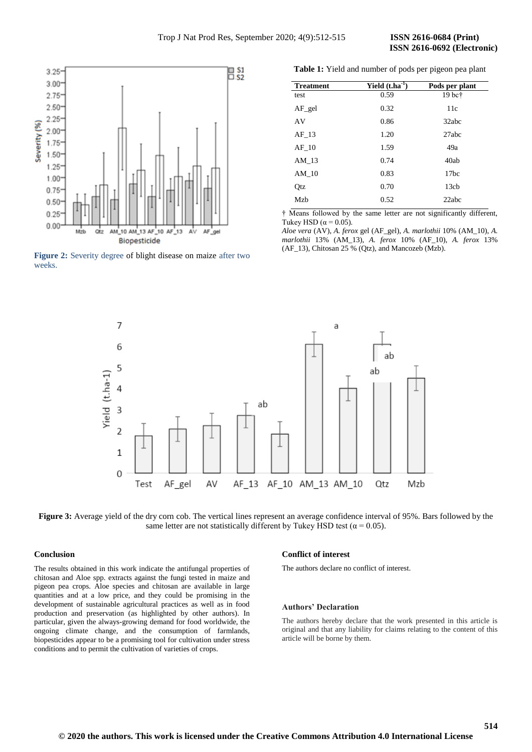Figure 2: Severity degree of blight disease on maize after two weeks.

**Table 1:** Yield and number of pods per pigeon pea plant

| Treatment | Yield (t.ha$^{-1}$) | Pods per plant |
|---|---|---|
| test | 0.59 | 19 bc† |
| AF_gel | 0.32 | 11c |
| AV | 0.86 | 32abc |
| AF_13 | 1.20 | 27abc |
| AF_10 | 1.59 | 49a |
| AM_13 | 0.74 | 40ab |
| AM_10 | 0.83 | 17bc |
| Qtz | 0.70 | 13cb |
| Mzb | 0.52 | 22abc |

† Means followed by the same letter are not significantly different, Tukey HSD (α = 0.05).
*Aloe vera* (AV), *A. ferox* gel (AF_gel), *A. marlothii* 10% (AM_10), *A. marlothii* 13% (AM_13), *A. ferox* 10% (AF_10), *A. ferox* 13% (AF_13), Chitosan 25 % (Qtz), and Mancozeb (Mzb).

**Figure 3:** Average yield of the dry corn cob. The vertical lines represent an average confidence interval of 95%. Bars followed by the same letter are not statistically different by Tukey HSD test (α = 0.05).

## Conclusion

The results obtained in this work indicate the antifungal properties of chitosan and Aloe spp. extracts against the fungi tested in maize and pigeon pea crops. Aloe species and chitosan are available in large quantities and at a low price, and they could be promising in the development of sustainable agricultural practices as well as in food production and preservation (as highlighted by other authors). In particular, given the always-growing demand for food worldwide, the ongoing climate change, and the consumption of farmlands, biopesticides appear to be a promising tool for cultivation under stress conditions and to permit the cultivation of varieties of crops.

## Conflict of interest

The authors declare no conflict of interest.

## Authors' Declaration

The authors hereby declare that the work presented in this article is original and that any liability for claims relating to the content of this article will be borne by them.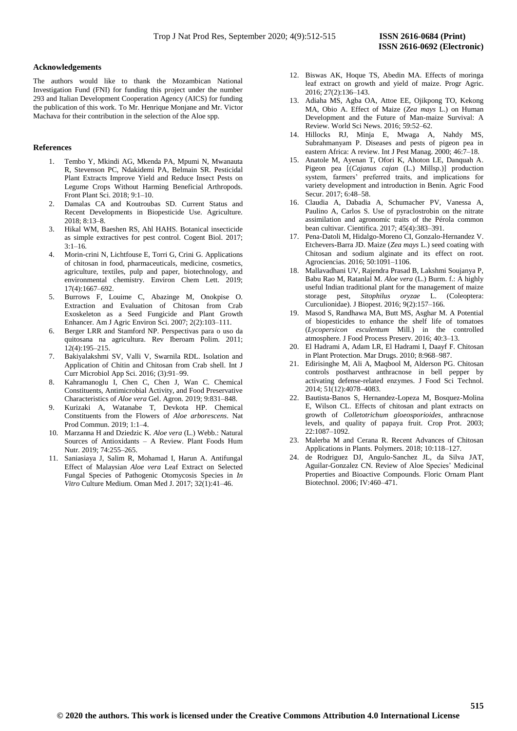## Acknowledgements

The authors would like to thank the Mozambican National Investigation Fund (FNI) for funding this project under the number 293 and Italian Development Cooperation Agency (AICS) for funding the publication of this work. To Mr. Henrique Monjane and Mr. Victor Machava for their contribution in the selection of the Aloe spp.

## References

1. Tembo Y, Mkindi AG, Mkenda PA, Mpumi N, Mwanauta R, Stevenson PC, Ndakidemi PA, Belmain SR. Pesticidal Plant Extracts Improve Yield and Reduce Insect Pests on Legume Crops Without Harming Beneficial Arthropods. Front Plant Sci. 2018; 9:1–10.
2. Damalas CA and Koutroubas SD. Current Status and Recent Developments in Biopesticide Use. Agriculture. 2018; 8:13–8.
3. Hikal WM, Baeshen RS, Ahl HAHS. Botanical insecticide as simple extractives for pest control. Cogent Biol. 2017; 3:1–16.
4. Morin-crini N, Lichtfouse E, Torri G, Crini G. Applications of chitosan in food, pharmaceuticals, medicine, cosmetics, agriculture, textiles, pulp and paper, biotechnology, and environmental chemistry. Environ Chem Lett. 2019; 17(4):1667–692.
5. Burrows F, Louime C, Abazinge M, Onokpise O. Extraction and Evaluation of Chitosan from Crab Exoskeleton as a Seed Fungicide and Plant Growth Enhancer. Am J Agric Environ Sci. 2007; 2(2):103–111.
6. Berger LRR and Stamford NP. Perspectivas para o uso da quitosana na agricultura. Rev Iberoam Polim. 2011; 12(4):195–215.
7. Bakiyalakshmi SV, Valli V, Swarnila RDL. Isolation and Application of Chitin and Chitosan from Crab shell. Int J Curr Microbiol App Sci. 2016; (3):91–99.
8. Kahramanoglu I, Chen C, Chen J, Wan C. Chemical Constituents, Antimicrobial Activity, and Food Preservative Characteristics of *Aloe vera* Gel. Agron. 2019; 9:831–848.
9. Kurizaki A, Watanabe T, Devkota HP. Chemical Constituents from the Flowers of *Aloe arborescens*. Nat Prod Commun. 2019; 1:1–4.
10. Marzanna H and Dziedzic K. *Aloe vera* (L.) Webb.: Natural Sources of Antioxidants – A Review. Plant Foods Hum Nutr. 2019; 74:255–265.
11. Saniasiaya J, Salim R, Mohamad I, Harun A. Antifungal Effect of Malaysian *Aloe vera* Leaf Extract on Selected Fungal Species of Pathogenic Otomycosis Species in *In Vitro* Culture Medium. Oman Med J. 2017; 32(1):41–46.
12. Biswas AK, Hoque TS, Abedin MA. Effects of moringa leaf extract on growth and yield of maize. Progr Agric. 2016; 27(2):136–143.
13. Adiaha MS, Agba OA, Attoe EE, Ojikpong TO, Kekong MA, Obio A. Effect of Maize (*Zea mays* L.) on Human Development and the Future of Man-maize Survival: A Review. World Sci News. 2016; 59:52–62.
14. Hillocks RJ, Minja E, Mwaga A, Nahdy MS, Subrahmanyam P. Diseases and pests of pigeon pea in eastern Africa: A review. Int J Pest Manag. 2000; 46:7–18.
15. Anatole M, Ayenan T, Ofori K, Ahoton LE, Danquah A. Pigeon pea [(*Cajanus cajan* (L.) Millsp.)] production system, farmers' preferred traits, and implications for variety development and introduction in Benin. Agric Food Secur. 2017; 6:48–58.
16. Claudia A, Dabadia A, Schumacher PV, Vanessa A, Paulino A, Carlos S. Use of pyraclostrobin on the nitrate assimilation and agronomic traits of the Pérola common bean cultivar. Cientifica. 2017; 45(4):383–391.
17. Pena-Datoli M, Hidalgo-Moreno CI, Gonzalo-Hernandez V. Etchevers-Barra JD. Maize (*Zea mays* L.) seed coating with Chitosan and sodium alginate and its effect on root. Agrociencias. 2016; 50:1091–1106.
18. Mallavadhani UV, Rajendra Prasad B, Lakshmi Soujanya P, Babu Rao M, Ratanlal M. *Aloe vera* (L.) Burm. f.: A highly useful Indian traditional plant for the management of maize storage pest, *Sitophilus oryzae* L. (Coleoptera: Curculionidae). J Biopest. 2016; 9(2):157–166.
19. Masod S, Randhawa MA, Butt MS, Asghar M. A Potential of biopesticides to enhance the shelf life of tomatoes (*Lycopersicon esculentum* Mill.) in the controlled atmosphere. J Food Process Preserv. 2016; 40:3–13.
20. El Hadrami A, Adam LR, El Hadrami I, Daayf F. Chitosan in Plant Protection. Mar Drugs. 2010; 8:968–987.
21. Edirisinghe M, Ali A, Maqbool M, Alderson PG. Chitosan controls postharvest anthracnose in bell pepper by activating defense-related enzymes. J Food Sci Technol. 2014; 51(12):4078–4083.
22. Bautista-Banos S, Hernandez-Lopeza M, Bosquez-Molina E, Wilson CL. Effects of chitosan and plant extracts on growth of *Colletotrichum gloeosporioides*, anthracnose levels, and quality of papaya fruit. Crop Prot. 2003; 22:1087–1092.
23. Malerba M and Cerana R. Recent Advances of Chitosan Applications in Plants. Polymers. 2018; 10:118–127.
24. de Rodriguez DJ, Angulo-Sanchez JL, da Silva JAT, Aguilar-Gonzalez CN. Review of Aloe Species' Medicinal Properties and Bioactive Compounds. Floric Ornam Plant Biotechnol. 2006; IV:460–471.